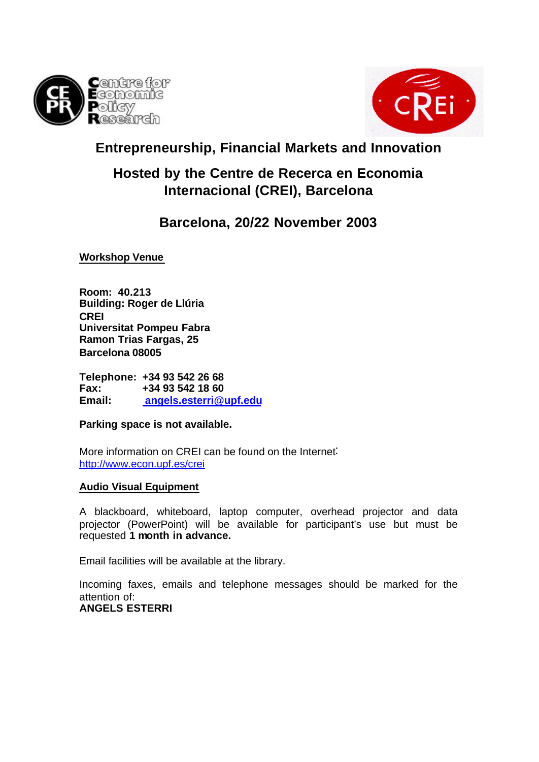# Entrepreneurship, Financial Markets and Innovation

## Hosted by the Centre de Recerca en Economia Internacional (CREI), Barcelona

## Barcelona, 20/22 November 2003

**Workshop Venue**

**Room: 40.213**
**Building: Roger de Llúria**
**CREI**
**Universitat Pompeu Fabra**
**Ramon Trias Fargas, 25**
**Barcelona 08005**

**Telephone: +34 93 542 26 68**
**Fax: +34 93 542 18 60**
**Email: angels.esterri@upf.edu**

**Parking space is not available.**

More information on CREI can be found on the Internet:
http://www.econ.upf.es/crei

**Audio Visual Equipment**

A blackboard, whiteboard, laptop computer, overhead projector and data projector (PowerPoint) will be available for participant's use but must be requested **1 month in advance.**

Email facilities will be available at the library.

Incoming faxes, emails and telephone messages should be marked for the attention of:
**ANGELS ESTERRI**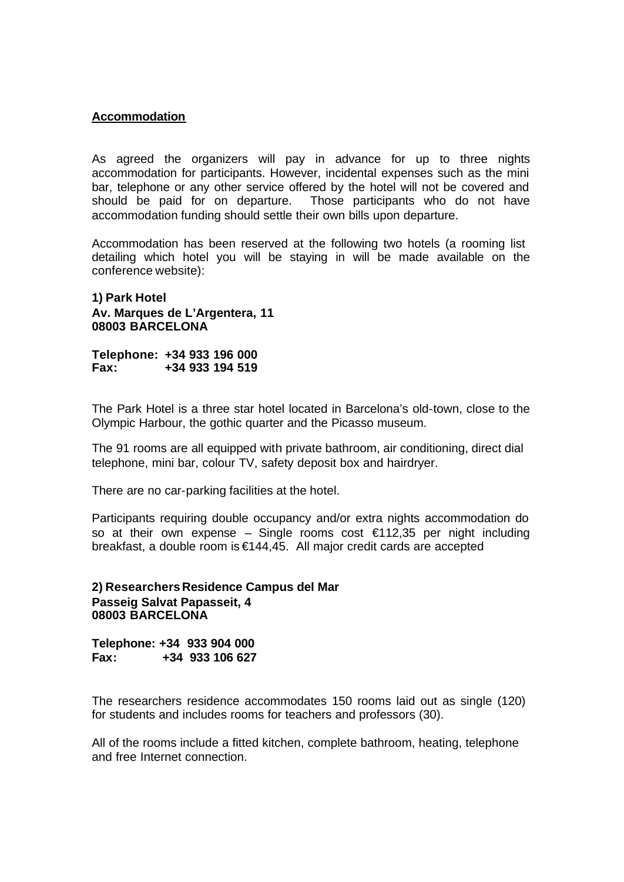## Accommodation

As agreed the organizers will pay in advance for up to three nights accommodation for participants. However, incidental expenses such as the mini bar, telephone or any other service offered by the hotel will not be covered and should be paid for on departure. Those participants who do not have accommodation funding should settle their own bills upon departure.

Accommodation has been reserved at the following two hotels (a rooming list detailing which hotel you will be staying in will be made available on the conference website):

**1) Park Hotel**
**Av. Marques de L'Argentera, 11**
**08003 BARCELONA**

**Telephone: +34 933 196 000**
**Fax: +34 933 194 519**

The Park Hotel is a three star hotel located in Barcelona's old-town, close to the Olympic Harbour, the gothic quarter and the Picasso museum.

The 91 rooms are all equipped with private bathroom, air conditioning, direct dial telephone, mini bar, colour TV, safety deposit box and hairdryer.

There are no car-parking facilities at the hotel.

Participants requiring double occupancy and/or extra nights accommodation do so at their own expense – Single rooms cost €112,35 per night including breakfast, a double room is €144,45. All major credit cards are accepted

**2) Researchers Residence Campus del Mar**
**Passeig Salvat Papasseit, 4**
**08003 BARCELONA**

**Telephone: +34 933 904 000**
**Fax: +34 933 106 627**

The researchers residence accommodates 150 rooms laid out as single (120) for students and includes rooms for teachers and professors (30).

All of the rooms include a fitted kitchen, complete bathroom, heating, telephone and free Internet connection.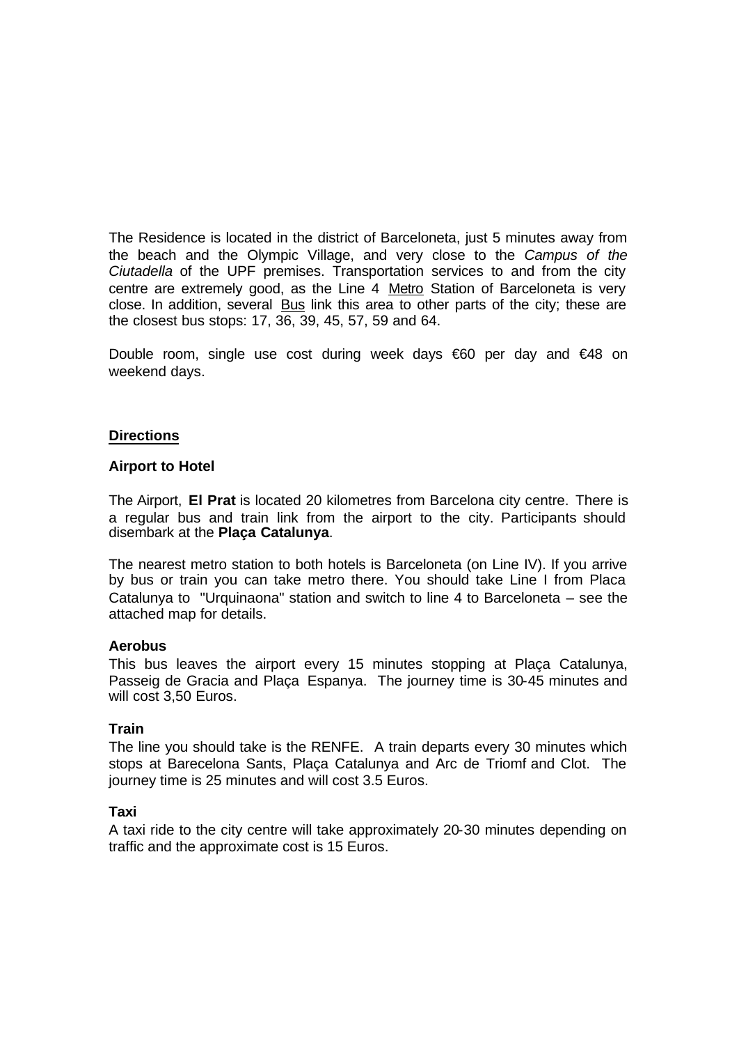The Residence is located in the district of Barceloneta, just 5 minutes away from the beach and the Olympic Village, and very close to the *Campus of the Ciutadella* of the UPF premises. Transportation services to and from the city centre are extremely good, as the Line 4 Metro Station of Barceloneta is very close. In addition, several Bus link this area to other parts of the city; these are the closest bus stops: 17, 36, 39, 45, 57, 59 and 64.

Double room, single use cost during week days €60 per day and €48 on weekend days.

## Directions

### Airport to Hotel

The Airport, **El Prat** is located 20 kilometres from Barcelona city centre. There is a regular bus and train link from the airport to the city. Participants should disembark at the **Plaça Catalunya**.

The nearest metro station to both hotels is Barceloneta (on Line IV). If you arrive by bus or train you can take metro there. You should take Line I from Placa Catalunya to "Urquinaona" station and switch to line 4 to Barceloneta – see the attached map for details.

**Aerobus**

This bus leaves the airport every 15 minutes stopping at Plaça Catalunya, Passeig de Gracia and Plaça Espanya. The journey time is 30-45 minutes and will cost 3,50 Euros.

**Train**

The line you should take is the RENFE. A train departs every 30 minutes which stops at Barecelona Sants, Plaça Catalunya and Arc de Triomf and Clot. The journey time is 25 minutes and will cost 3.5 Euros.

**Taxi**

A taxi ride to the city centre will take approximately 20-30 minutes depending on traffic and the approximate cost is 15 Euros.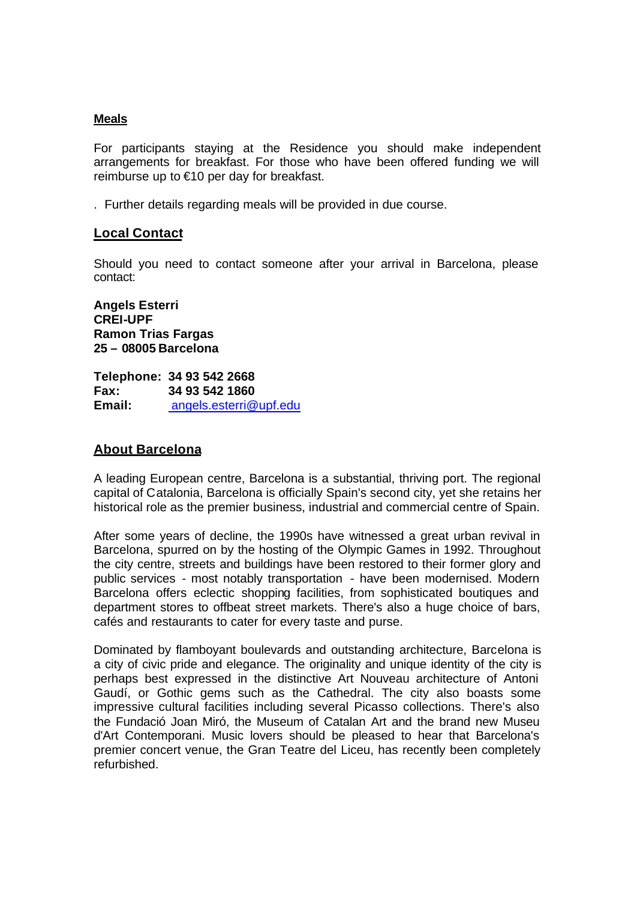## Meals

For participants staying at the Residence you should make independent arrangements for breakfast. For those who have been offered funding we will reimburse up to €10 per day for breakfast.

. Further details regarding meals will be provided in due course.

## Local Contact

Should you need to contact someone after your arrival in Barcelona, please contact:

**Angels Esterri**
**CREI-UPF**
**Ramon Trias Fargas**
**25 – 08005 Barcelona**

**Telephone: 34 93 542 2668**
**Fax: 34 93 542 1860**
**Email:** angels.esterri@upf.edu

## About Barcelona

A leading European centre, Barcelona is a substantial, thriving port. The regional capital of Catalonia, Barcelona is officially Spain's second city, yet she retains her historical role as the premier business, industrial and commercial centre of Spain.

After some years of decline, the 1990s have witnessed a great urban revival in Barcelona, spurred on by the hosting of the Olympic Games in 1992. Throughout the city centre, streets and buildings have been restored to their former glory and public services - most notably transportation - have been modernised. Modern Barcelona offers eclectic shopping facilities, from sophisticated boutiques and department stores to offbeat street markets. There's also a huge choice of bars, cafés and restaurants to cater for every taste and purse.

Dominated by flamboyant boulevards and outstanding architecture, Barcelona is a city of civic pride and elegance. The originality and unique identity of the city is perhaps best expressed in the distinctive Art Nouveau architecture of Antoni Gaudí, or Gothic gems such as the Cathedral. The city also boasts some impressive cultural facilities including several Picasso collections. There's also the Fundació Joan Miró, the Museum of Catalan Art and the brand new Museu d'Art Contemporani. Music lovers should be pleased to hear that Barcelona's premier concert venue, the Gran Teatre del Liceu, has recently been completely refurbished.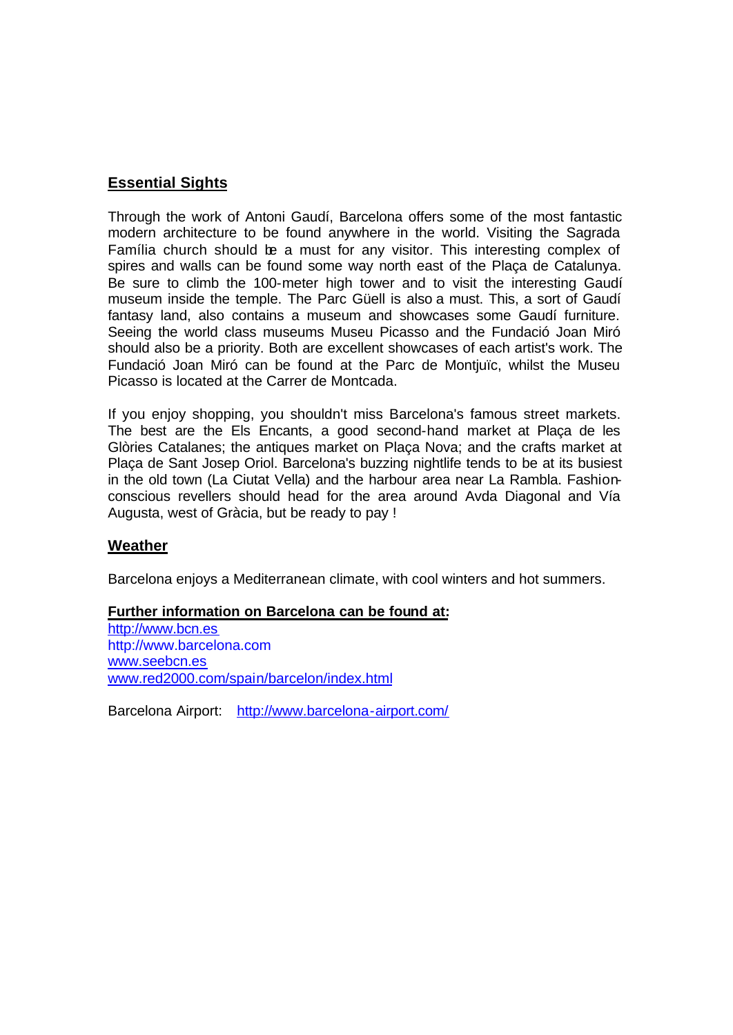## Essential Sights

Through the work of Antoni Gaudí, Barcelona offers some of the most fantastic modern architecture to be found anywhere in the world. Visiting the Sagrada Família church should be a must for any visitor. This interesting complex of spires and walls can be found some way north east of the Plaça de Catalunya. Be sure to climb the 100-meter high tower and to visit the interesting Gaudí museum inside the temple. The Parc Güell is also a must. This, a sort of Gaudí fantasy land, also contains a museum and showcases some Gaudí furniture. Seeing the world class museums Museu Picasso and the Fundació Joan Miró should also be a priority. Both are excellent showcases of each artist's work. The Fundació Joan Miró can be found at the Parc de Montjuïc, whilst the Museu Picasso is located at the Carrer de Montcada.

If you enjoy shopping, you shouldn't miss Barcelona's famous street markets. The best are the Els Encants, a good second-hand market at Plaça de les Glòries Catalanes; the antiques market on Plaça Nova; and the crafts market at Plaça de Sant Josep Oriol. Barcelona's buzzing nightlife tends to be at its busiest in the old town (La Ciutat Vella) and the harbour area near La Rambla. Fashion-conscious revellers should head for the area around Avda Diagonal and Vía Augusta, west of Gràcia, but be ready to pay !

## Weather

Barcelona enjoys a Mediterranean climate, with cool winters and hot summers.

**Further information on Barcelona can be found at:**

http://www.bcn.es
http://www.barcelona.com
www.seebcn.es
www.red2000.com/spain/barcelon/index.html

Barcelona Airport: http://www.barcelona-airport.com/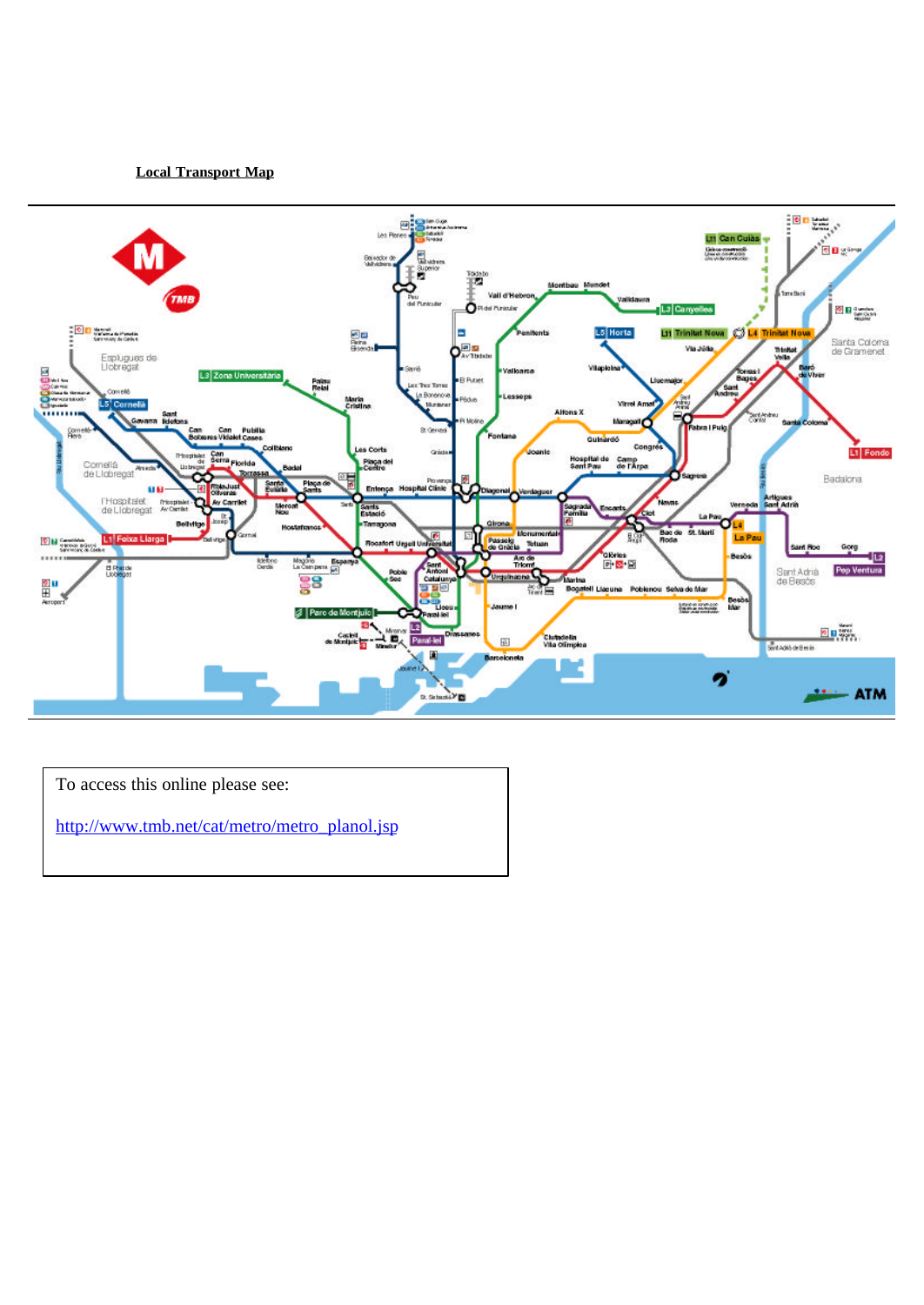**Local Transport Map**

To access this online please see:

http://www.tmb.net/cat/metro/metro_planol.jsp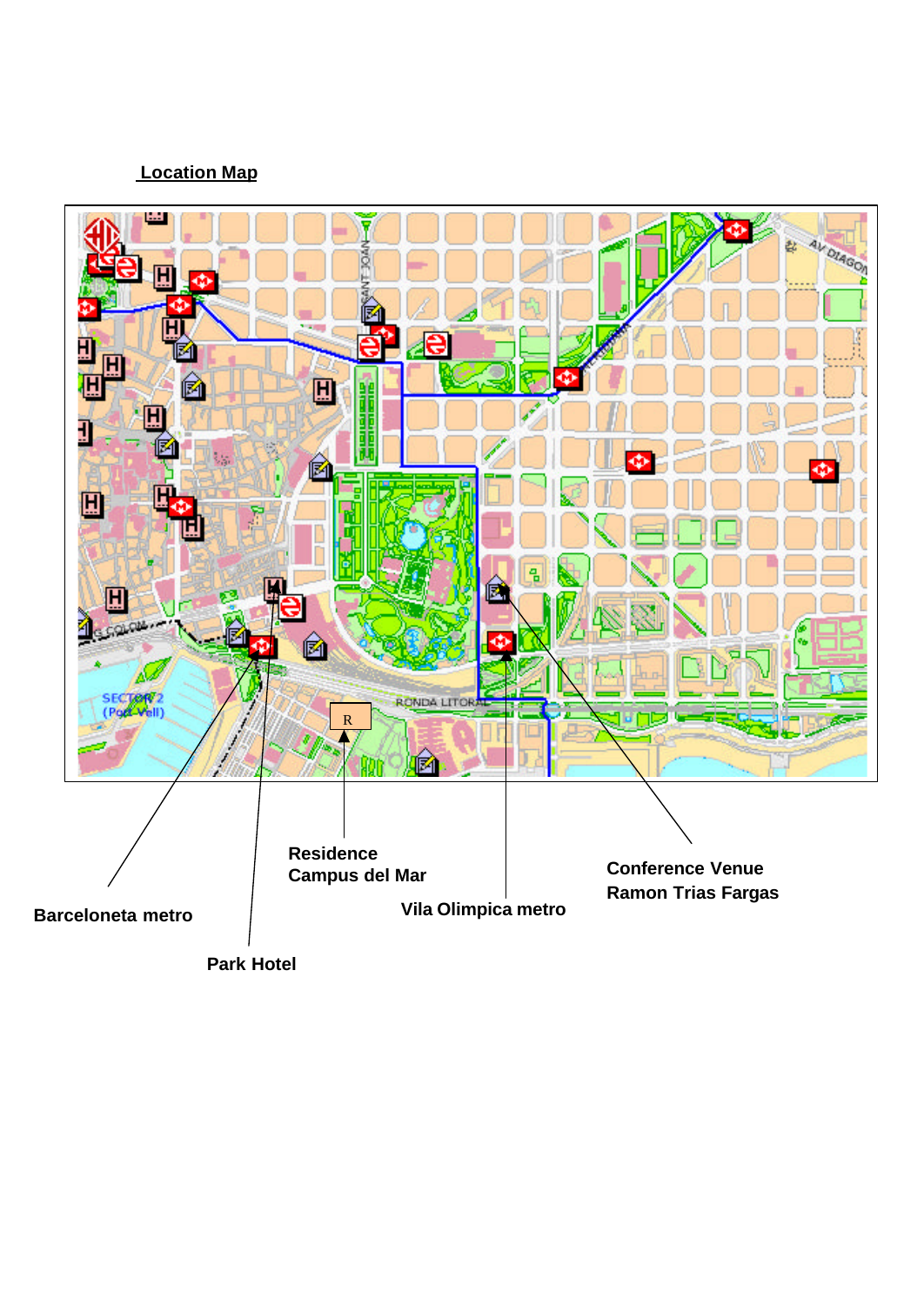## Location Map

SANT JOAN

AV DIAGON

SECTOR 2
(Port Vell)

RONDA LITORAL

S COLON

R

Residence
Campus del Mar

Barceloneta metro

Vila Olimpica metro

Conference Venue
Ramon Trias Fargas

Park Hotel